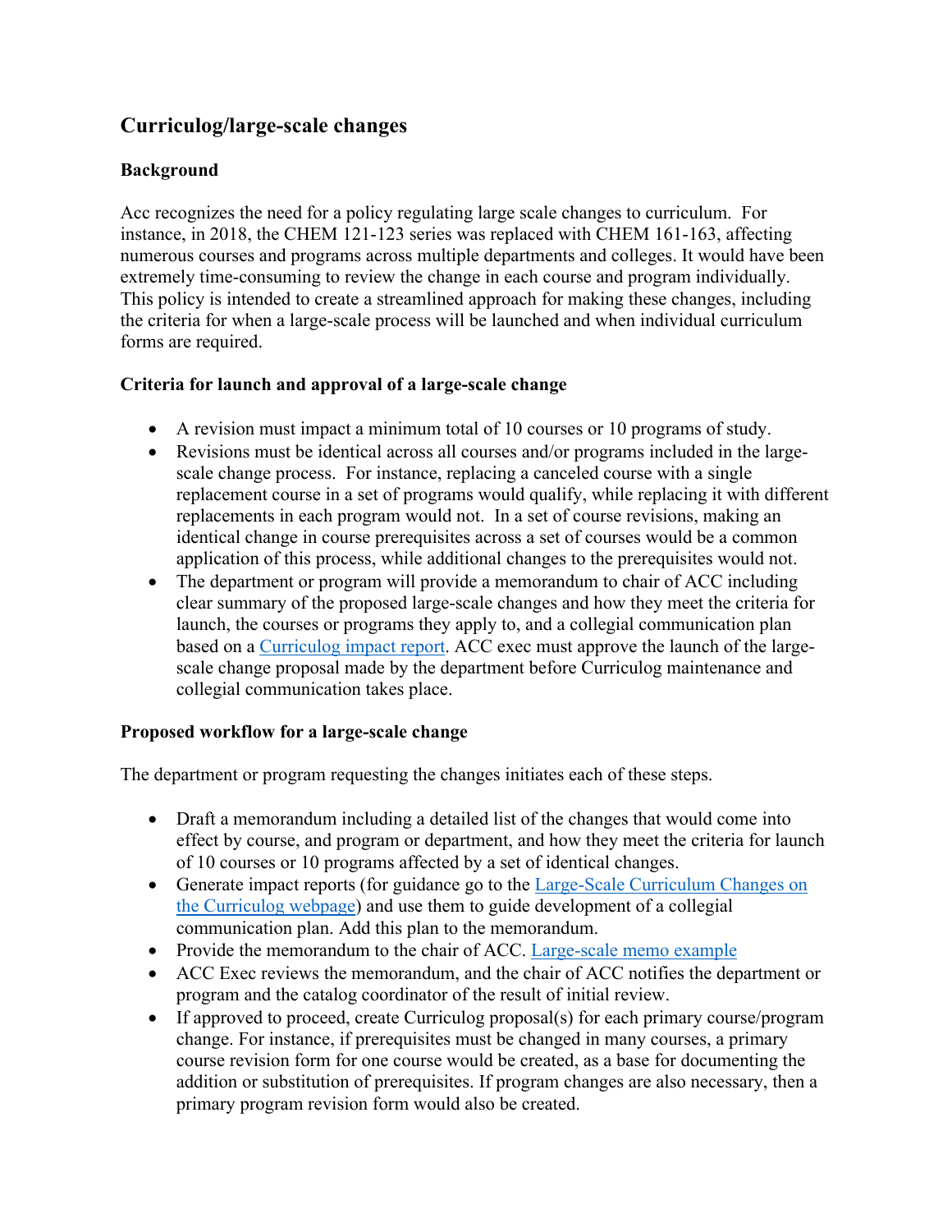## Curriculog/large-scale changes

### Background

Acc recognizes the need for a policy regulating large scale changes to curriculum. For instance, in 2018, the CHEM 121-123 series was replaced with CHEM 161-163, affecting numerous courses and programs across multiple departments and colleges. It would have been extremely time-consuming to review the change in each course and program individually. This policy is intended to create a streamlined approach for making these changes, including the criteria for when a large-scale process will be launched and when individual curriculum forms are required.

### Criteria for launch and approval of a large-scale change

- A revision must impact a minimum total of 10 courses or 10 programs of study.
- Revisions must be identical across all courses and/or programs included in the large-scale change process. For instance, replacing a canceled course with a single replacement course in a set of programs would qualify, while replacing it with different replacements in each program would not. In a set of course revisions, making an identical change in course prerequisites across a set of courses would be a common application of this process, while additional changes to the prerequisites would not.
- The department or program will provide a memorandum to chair of ACC including clear summary of the proposed large-scale changes and how they meet the criteria for launch, the courses or programs they apply to, and a collegial communication plan based on a Curriculog impact report. ACC exec must approve the launch of the large-scale change proposal made by the department before Curriculog maintenance and collegial communication takes place.

### Proposed workflow for a large-scale change

The department or program requesting the changes initiates each of these steps.

- Draft a memorandum including a detailed list of the changes that would come into effect by course, and program or department, and how they meet the criteria for launch of 10 courses or 10 programs affected by a set of identical changes.
- Generate impact reports (for guidance go to the Large-Scale Curriculum Changes on the Curriculog webpage) and use them to guide development of a collegial communication plan. Add this plan to the memorandum.
- Provide the memorandum to the chair of ACC. Large-scale memo example
- ACC Exec reviews the memorandum, and the chair of ACC notifies the department or program and the catalog coordinator of the result of initial review.
- If approved to proceed, create Curriculog proposal(s) for each primary course/program change. For instance, if prerequisites must be changed in many courses, a primary course revision form for one course would be created, as a base for documenting the addition or substitution of prerequisites. If program changes are also necessary, then a primary program revision form would also be created.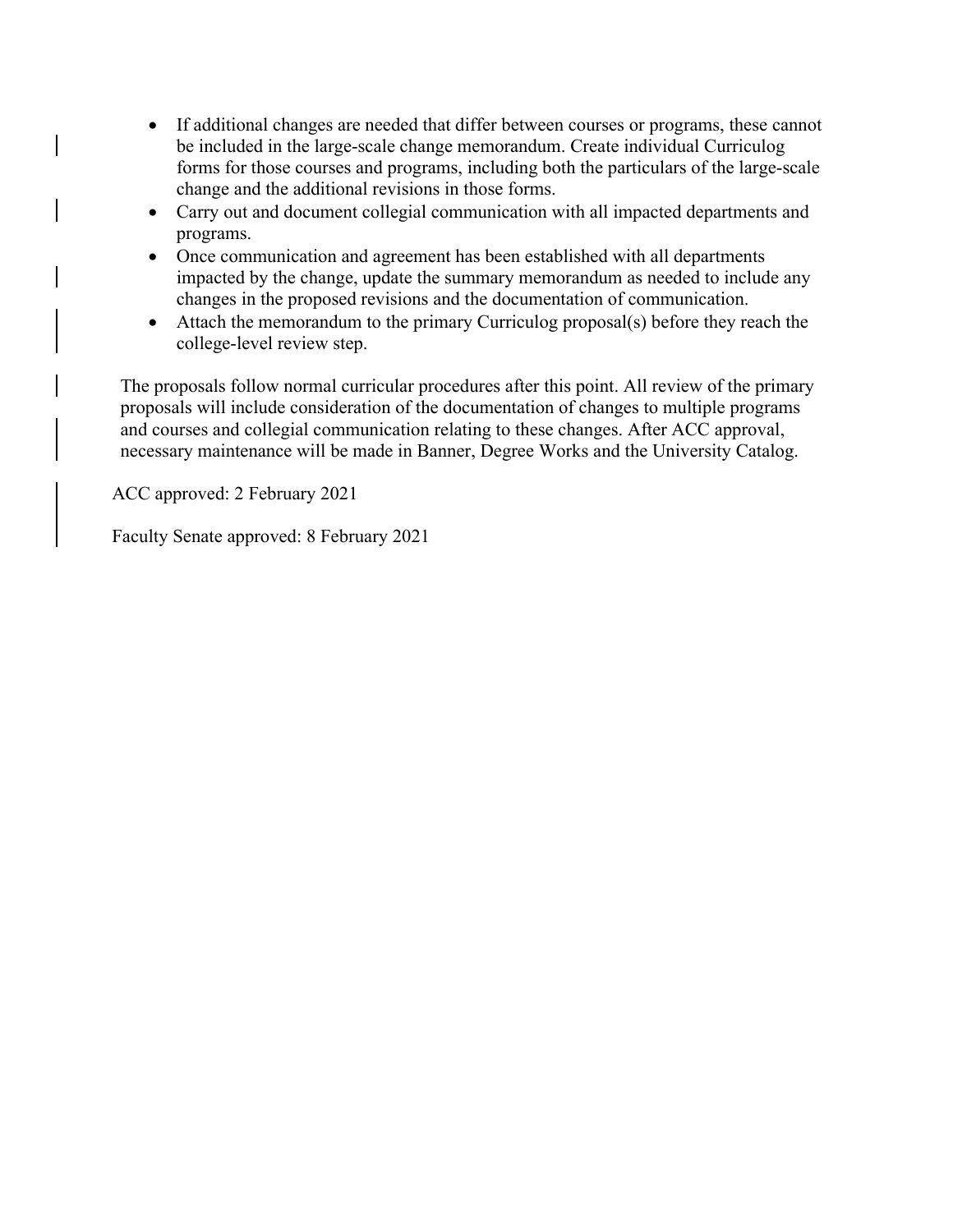- If additional changes are needed that differ between courses or programs, these cannot be included in the large-scale change memorandum. Create individual Curriculog forms for those courses and programs, including both the particulars of the large-scale change and the additional revisions in those forms.
- Carry out and document collegial communication with all impacted departments and programs.
- Once communication and agreement has been established with all departments impacted by the change, update the summary memorandum as needed to include any changes in the proposed revisions and the documentation of communication.
- Attach the memorandum to the primary Curriculog proposal(s) before they reach the college-level review step.

The proposals follow normal curricular procedures after this point. All review of the primary proposals will include consideration of the documentation of changes to multiple programs and courses and collegial communication relating to these changes. After ACC approval, necessary maintenance will be made in Banner, Degree Works and the University Catalog.

ACC approved: 2 February 2021

Faculty Senate approved: 8 February 2021